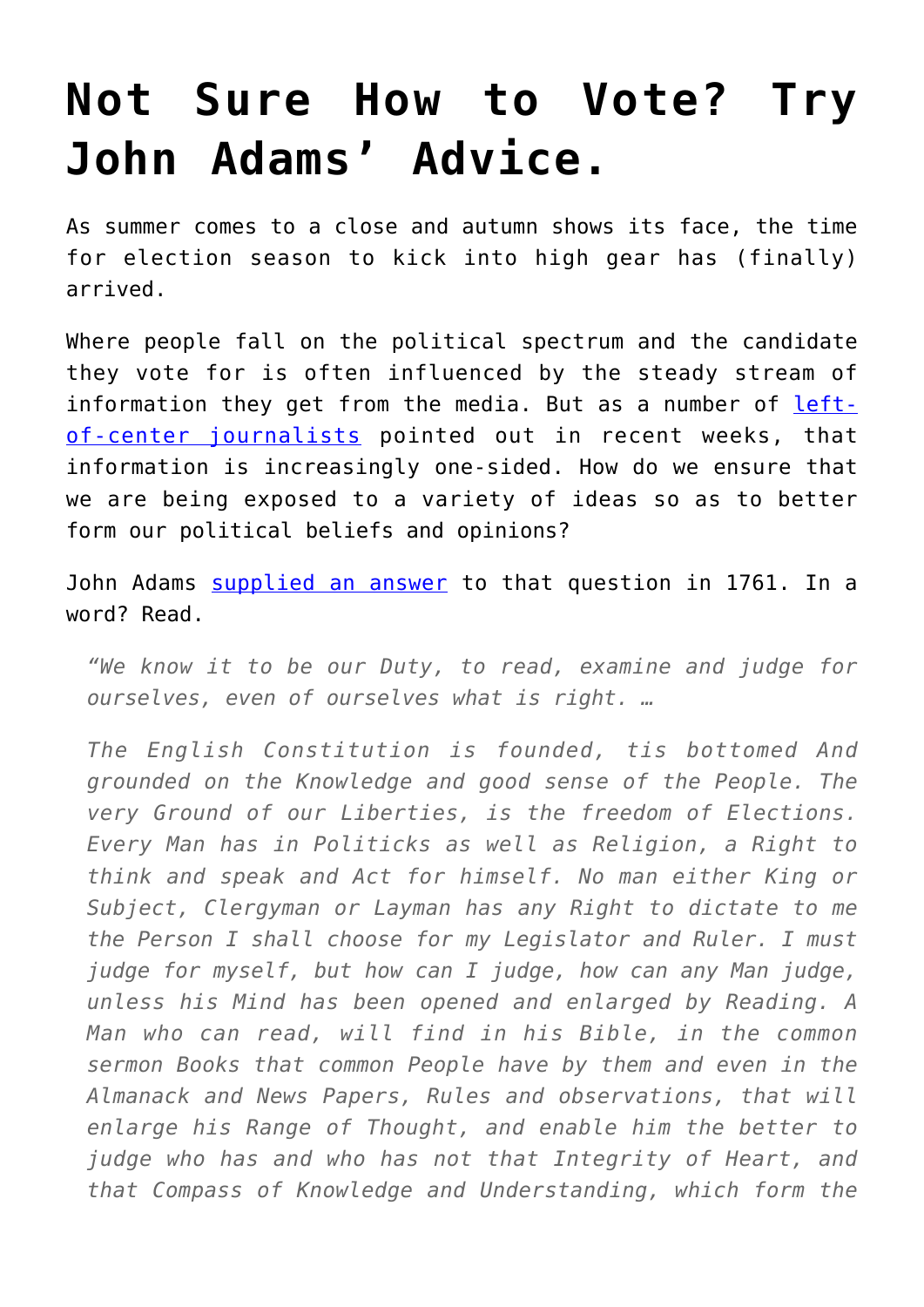# Not Sure How to Vote? Try John Adams' Advice.

As summer comes to a close and autumn shows its face, the time for election season to kick into high gear has (finally) arrived.

Where people fall on the political spectrum and the candidate they vote for is often influenced by the steady stream of information they get from the media. But as a number of left-of-center journalists pointed out in recent weeks, that information is increasingly one-sided. How do we ensure that we are being exposed to a variety of ideas so as to better form our political beliefs and opinions?

John Adams supplied an answer to that question in 1761. In a word? Read.

> *"We know it to be our Duty, to read, examine and judge for ourselves, even of ourselves what is right. …*
>
> *The English Constitution is founded, tis bottomed And grounded on the Knowledge and good sense of the People. The very Ground of our Liberties, is the freedom of Elections. Every Man has in Politicks as well as Religion, a Right to think and speak and Act for himself. No man either King or Subject, Clergyman or Layman has any Right to dictate to me the Person I shall choose for my Legislator and Ruler. I must judge for myself, but how can I judge, how can any Man judge, unless his Mind has been opened and enlarged by Reading. A Man who can read, will find in his Bible, in the common sermon Books that common People have by them and even in the Almanack and News Papers, Rules and observations, that will enlarge his Range of Thought, and enable him the better to judge who has and who has not that Integrity of Heart, and that Compass of Knowledge and Understanding, which form the*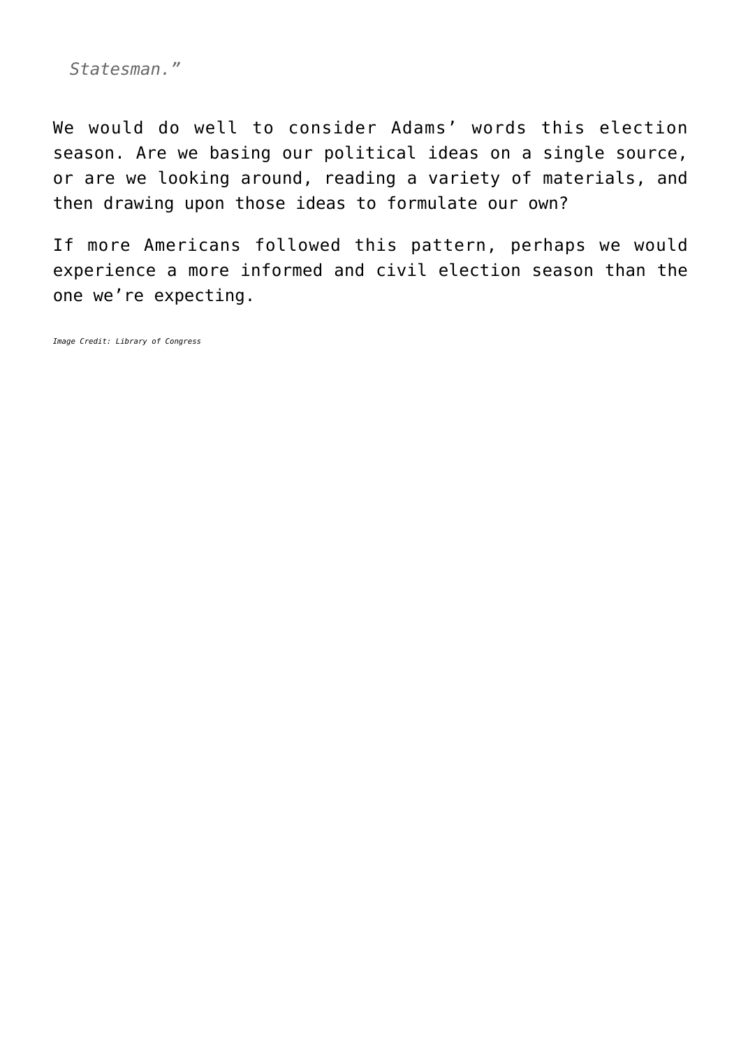*Statesman."*

We would do well to consider Adams' words this election season. Are we basing our political ideas on a single source, or are we looking around, reading a variety of materials, and then drawing upon those ideas to formulate our own?

If more Americans followed this pattern, perhaps we would experience a more informed and civil election season than the one we're expecting.

*Image Credit: Library of Congress*